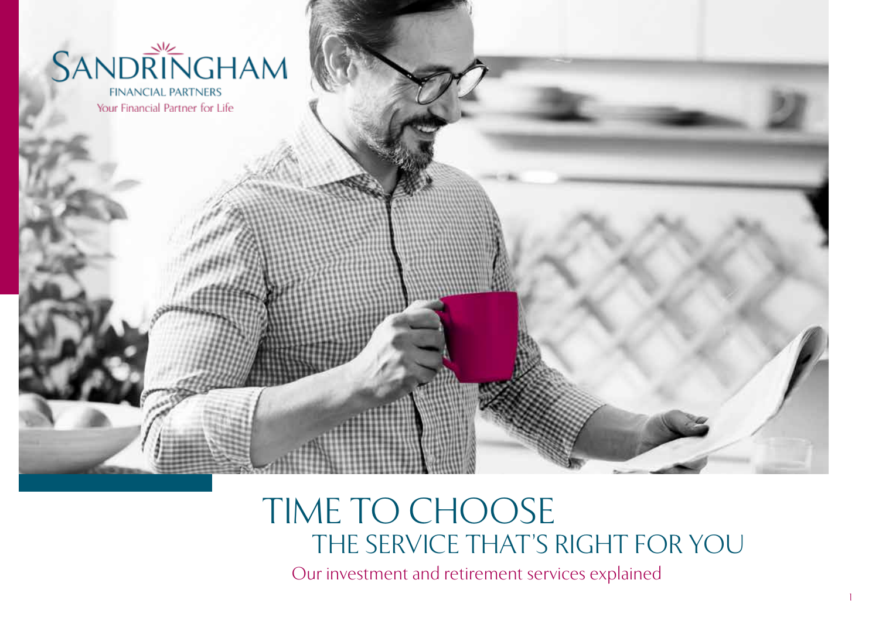SANDRINGHAM

FINANCIAL PARTNERS

Your Financial Partner for Life

# TIME TO CHOOSE
## THE SERVICE THAT'S RIGHT FOR YOU

Our investment and retirement services explained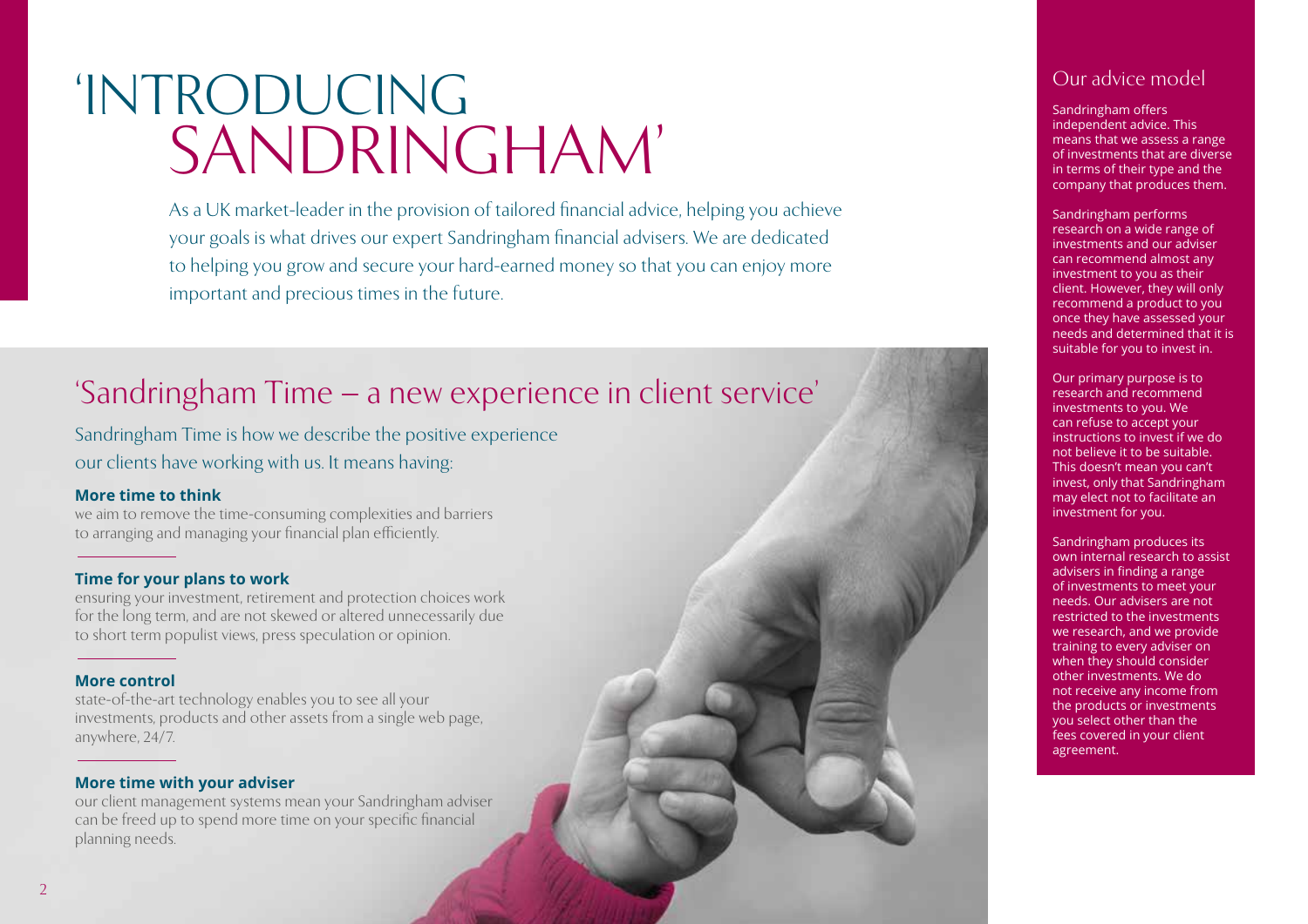# 'INTRODUCING SANDRINGHAM'

As a UK market-leader in the provision of tailored financial advice, helping you achieve your goals is what drives our expert Sandringham financial advisers. We are dedicated to helping you grow and secure your hard-earned money so that you can enjoy more important and precious times in the future.

## 'Sandringham Time – a new experience in client service'

Sandringham Time is how we describe the positive experience our clients have working with us. It means having:

**More time to think**

we aim to remove the time-consuming complexities and barriers to arranging and managing your financial plan efficiently.

**Time for your plans to work**

ensuring your investment, retirement and protection choices work for the long term, and are not skewed or altered unnecessarily due to short term populist views, press speculation or opinion.

**More control**

state-of-the-art technology enables you to see all your investments, products and other assets from a single web page, anywhere, 24/7.

**More time with your adviser**

our client management systems mean your Sandringham adviser can be freed up to spend more time on your specific financial planning needs.

## Our advice model

Sandringham offers independent advice. This means that we assess a range of investments that are diverse in terms of their type and the company that produces them.

Sandringham performs research on a wide range of investments and our adviser can recommend almost any investment to you as their client. However, they will only recommend a product to you once they have assessed your needs and determined that it is suitable for you to invest in.

Our primary purpose is to research and recommend investments to you. We can refuse to accept your instructions to invest if we do not believe it to be suitable. This doesn't mean you can't invest, only that Sandringham may elect not to facilitate an investment for you.

Sandringham produces its own internal research to assist advisers in finding a range of investments to meet your needs. Our advisers are not restricted to the investments we research, and we provide training to every adviser on when they should consider other investments. We do not receive any income from the products or investments you select other than the fees covered in your client agreement.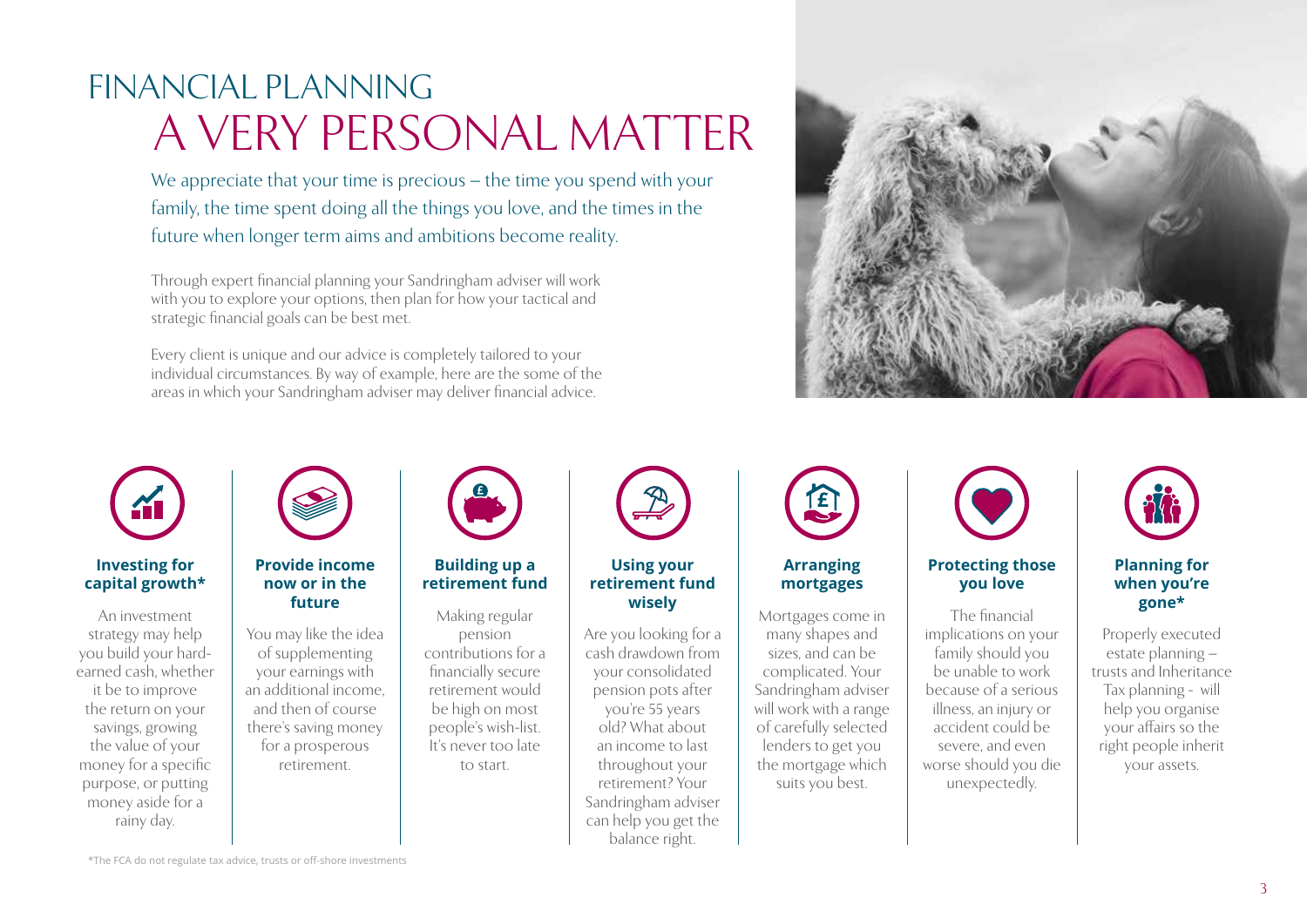# FINANCIAL PLANNING
# A VERY PERSONAL MATTER

We appreciate that your time is precious – the time you spend with your family, the time spent doing all the things you love, and the times in the future when longer term aims and ambitions become reality.

Through expert financial planning your Sandringham adviser will work with you to explore your options, then plan for how your tactical and strategic financial goals can be best met.

Every client is unique and our advice is completely tailored to your individual circumstances. By way of example, here are the some of the areas in which your Sandringham adviser may deliver financial advice.

### Investing for capital growth*

An investment strategy may help you build your hard-earned cash, whether it be to improve the return on your savings, growing the value of your money for a specific purpose, or putting money aside for a rainy day.

### Provide income now or in the future

You may like the idea of supplementing your earnings with an additional income, and then of course there's saving money for a prosperous retirement.

### Building up a retirement fund

Making regular pension contributions for a financially secure retirement would be high on most people's wish-list. It's never too late to start.

### Using your retirement fund wisely

Are you looking for a cash drawdown from your consolidated pension pots after you're 55 years old? What about an income to last throughout your retirement? Your Sandringham adviser can help you get the balance right.

### Arranging mortgages

Mortgages come in many shapes and sizes, and can be complicated. Your Sandringham adviser will work with a range of carefully selected lenders to get you the mortgage which suits you best.

### Protecting those you love

The financial implications on your family should you be unable to work because of a serious illness, an injury or accident could be severe, and even worse should you die unexpectedly.

### Planning for when you're gone*

Properly executed estate planning – trusts and Inheritance Tax planning - will help you organise your affairs so the right people inherit your assets.

*The FCA do not regulate tax advice, trusts or off-shore investments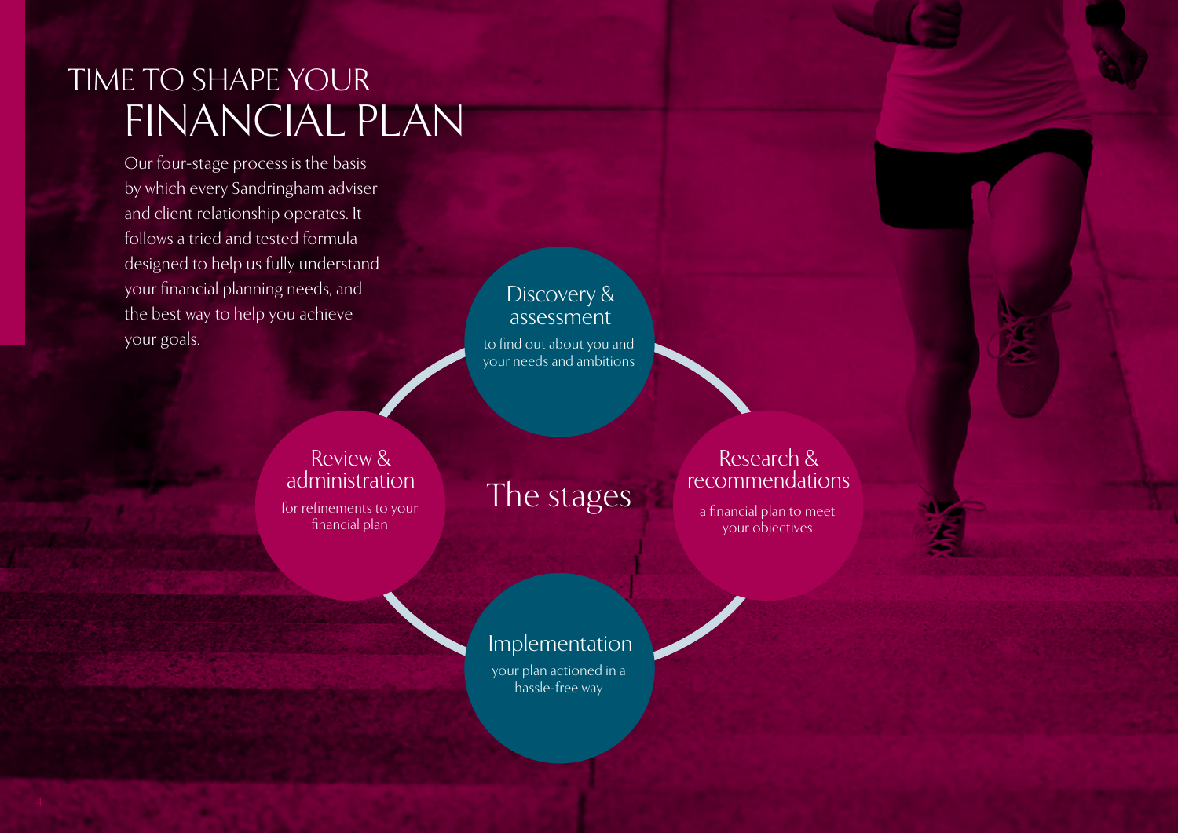# TIME TO SHAPE YOUR FINANCIAL PLAN

Our four-stage process is the basis by which every Sandringham adviser and client relationship operates. It follows a tried and tested formula designed to help us fully understand your financial planning needs, and the best way to help you achieve your goals.

## The stages

### Discovery & assessment

to find out about you and your needs and ambitions

### Research & recommendations

a financial plan to meet your objectives

### Implementation

your plan actioned in a hassle-free way

### Review & administration

for refinements to your financial plan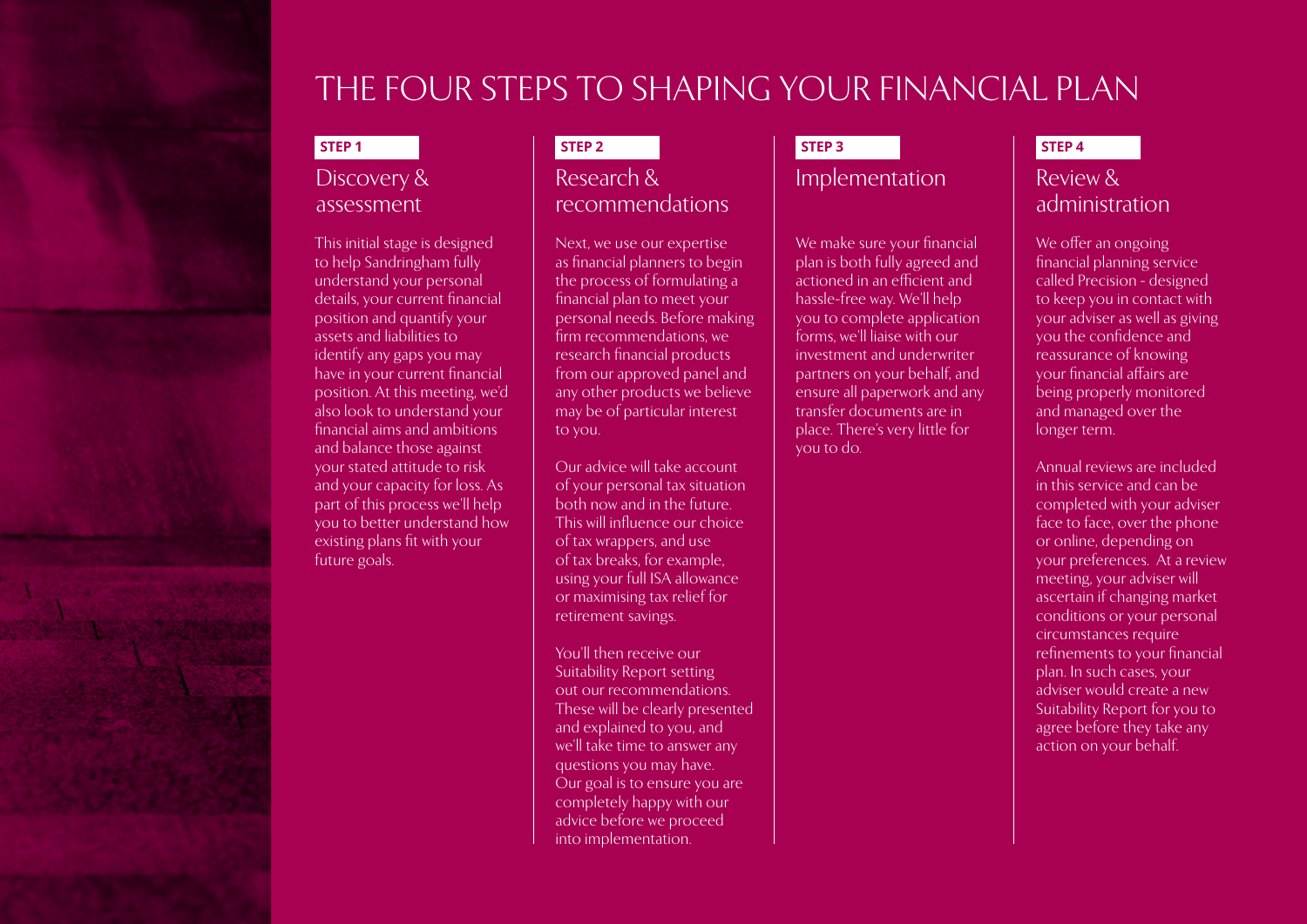# THE FOUR STEPS TO SHAPING YOUR FINANCIAL PLAN

**STEP 1**

## Discovery & assessment

This initial stage is designed to help Sandringham fully understand your personal details, your current financial position and quantify your assets and liabilities to identify any gaps you may have in your current financial position. At this meeting, we'd also look to understand your financial aims and ambitions and balance those against your stated attitude to risk and your capacity for loss. As part of this process we'll help you to better understand how existing plans fit with your future goals.

**STEP 2**

## Research & recommendations

Next, we use our expertise as financial planners to begin the process of formulating a financial plan to meet your personal needs. Before making firm recommendations, we research financial products from our approved panel and any other products we believe may be of particular interest to you.

Our advice will take account of your personal tax situation both now and in the future. This will influence our choice of tax wrappers, and use of tax breaks, for example, using your full ISA allowance or maximising tax relief for retirement savings.

You'll then receive our Suitability Report setting out our recommendations. These will be clearly presented and explained to you, and we'll take time to answer any questions you may have. Our goal is to ensure you are completely happy with our advice before we proceed into implementation.

**STEP 3**

## Implementation

We make sure your financial plan is both fully agreed and actioned in an efficient and hassle-free way. We'll help you to complete application forms, we'll liaise with our investment and underwriter partners on your behalf, and ensure all paperwork and any transfer documents are in place. There's very little for you to do.

**STEP 4**

## Review & administration

We offer an ongoing financial planning service called Precision - designed to keep you in contact with your adviser as well as giving you the confidence and reassurance of knowing your financial affairs are being properly monitored and managed over the longer term.

Annual reviews are included in this service and can be completed with your adviser face to face, over the phone or online, depending on your preferences. At a review meeting, your adviser will ascertain if changing market conditions or your personal circumstances require refinements to your financial plan. In such cases, your adviser would create a new Suitability Report for you to agree before they take any action on your behalf.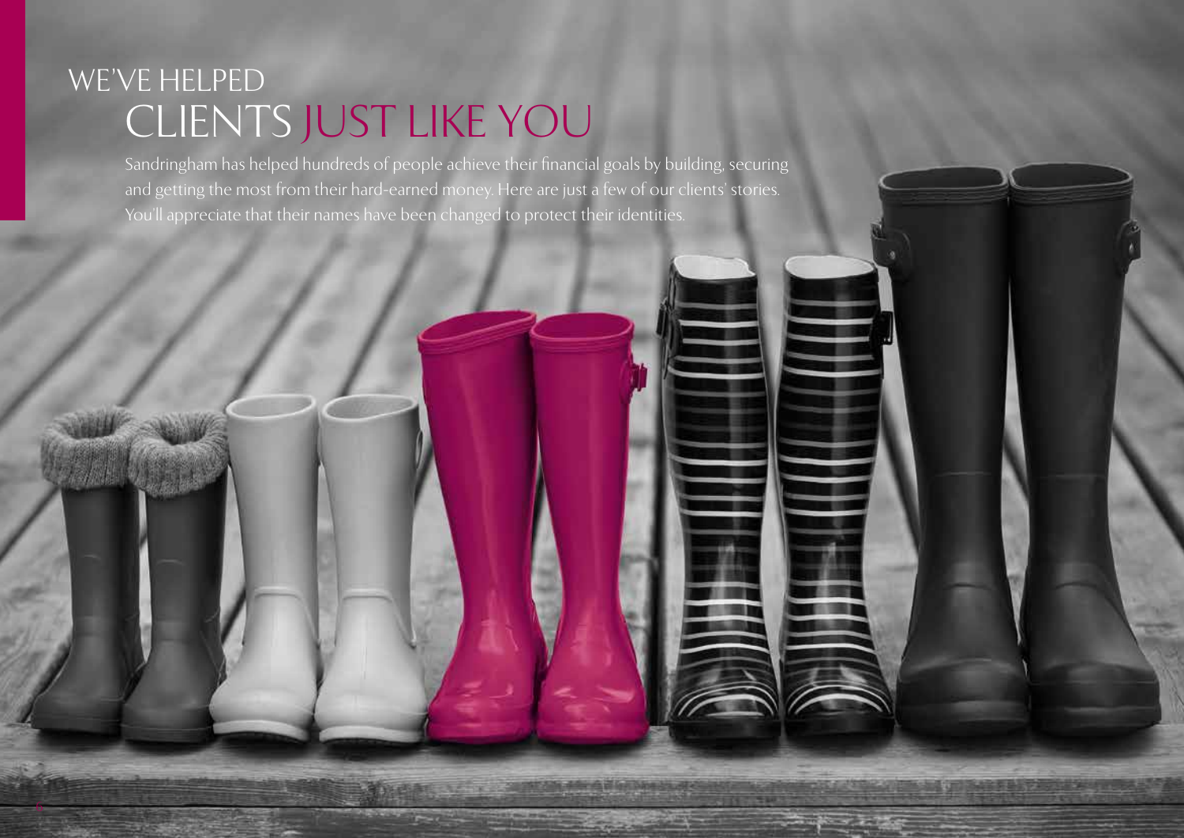# WE'VE HELPED CLIENTS JUST LIKE YOU

Sandringham has helped hundreds of people achieve their financial goals by building, securing and getting the most from their hard-earned money. Here are just a few of our clients' stories. You'll appreciate that their names have been changed to protect their identities.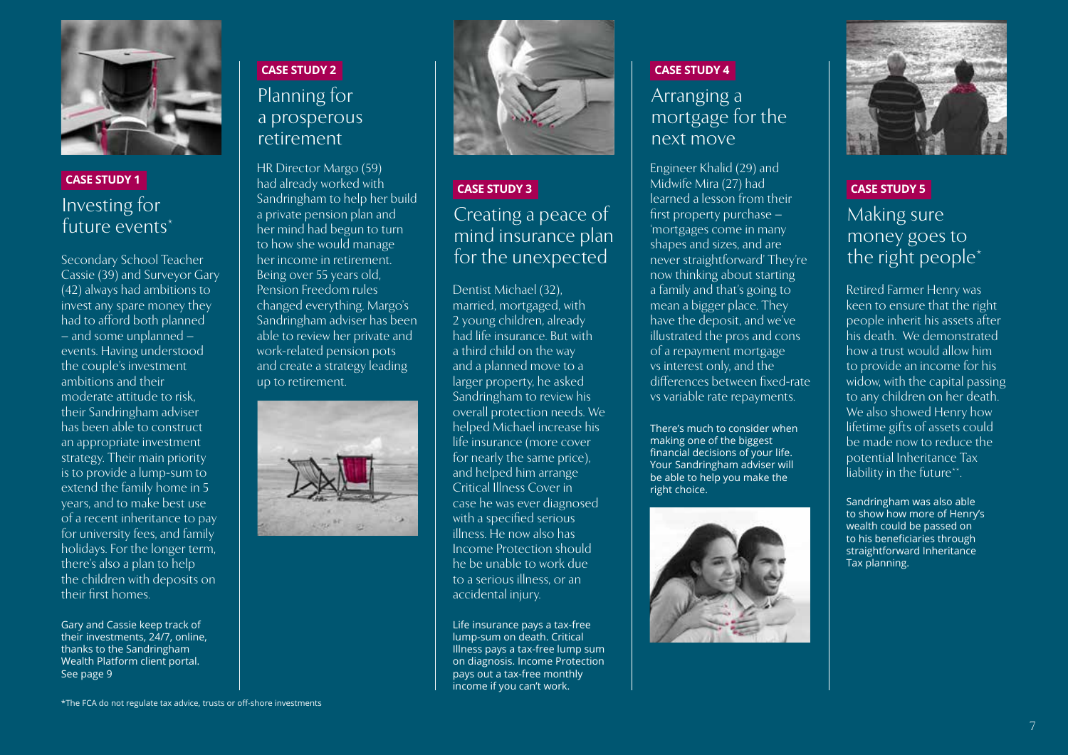## CASE STUDY 1

### Investing for future events*

Secondary School Teacher Cassie (39) and Surveyor Gary (42) always had ambitions to invest any spare money they had to afford both planned – and some unplanned – events. Having understood the couple's investment ambitions and their moderate attitude to risk, their Sandringham adviser has been able to construct an appropriate investment strategy. Their main priority is to provide a lump-sum to extend the family home in 5 years, and to make best use of a recent inheritance to pay for university fees, and family holidays. For the longer term, there's also a plan to help the children with deposits on their first homes.

Gary and Cassie keep track of their investments, 24/7, online, thanks to the Sandringham Wealth Platform client portal. See page 9

## CASE STUDY 2

### Planning for a prosperous retirement

HR Director Margo (59) had already worked with Sandringham to help her build a private pension plan and her mind had begun to turn to how she would manage her income in retirement. Being over 55 years old, Pension Freedom rules changed everything. Margo's Sandringham adviser has been able to review her private and work-related pension pots and create a strategy leading up to retirement.

## CASE STUDY 3

### Creating a peace of mind insurance plan for the unexpected

Dentist Michael (32), married, mortgaged, with 2 young children, already had life insurance. But with a third child on the way and a planned move to a larger property, he asked Sandringham to review his overall protection needs. We helped Michael increase his life insurance (more cover for nearly the same price), and helped him arrange Critical Illness Cover in case he was ever diagnosed with a specified serious illness. He now also has Income Protection should he be unable to work due to a serious illness, or an accidental injury.

Life insurance pays a tax-free lump-sum on death. Critical Illness pays a tax-free lump sum on diagnosis. Income Protection pays out a tax-free monthly income if you can't work.

## CASE STUDY 4

### Arranging a mortgage for the next move

Engineer Khalid (29) and Midwife Mira (27) had learned a lesson from their first property purchase – 'mortgages come in many shapes and sizes, and are never straightforward' They're now thinking about starting a family and that's going to mean a bigger place. They have the deposit, and we've illustrated the pros and cons of a repayment mortgage vs interest only, and the differences between fixed-rate vs variable rate repayments.

There's much to consider when making one of the biggest financial decisions of your life. Your Sandringham adviser will be able to help you make the right choice.

## CASE STUDY 5

### Making sure money goes to the right people*

Retired Farmer Henry was keen to ensure that the right people inherit his assets after his death. We demonstrated how a trust would allow him to provide an income for his widow, with the capital passing to any children on her death. We also showed Henry how lifetime gifts of assets could be made now to reduce the potential Inheritance Tax liability in the future**.

Sandringham was also able to show how more of Henry's wealth could be passed on to his beneficiaries through straightforward Inheritance Tax planning.

*The FCA do not regulate tax advice, trusts or off-shore investments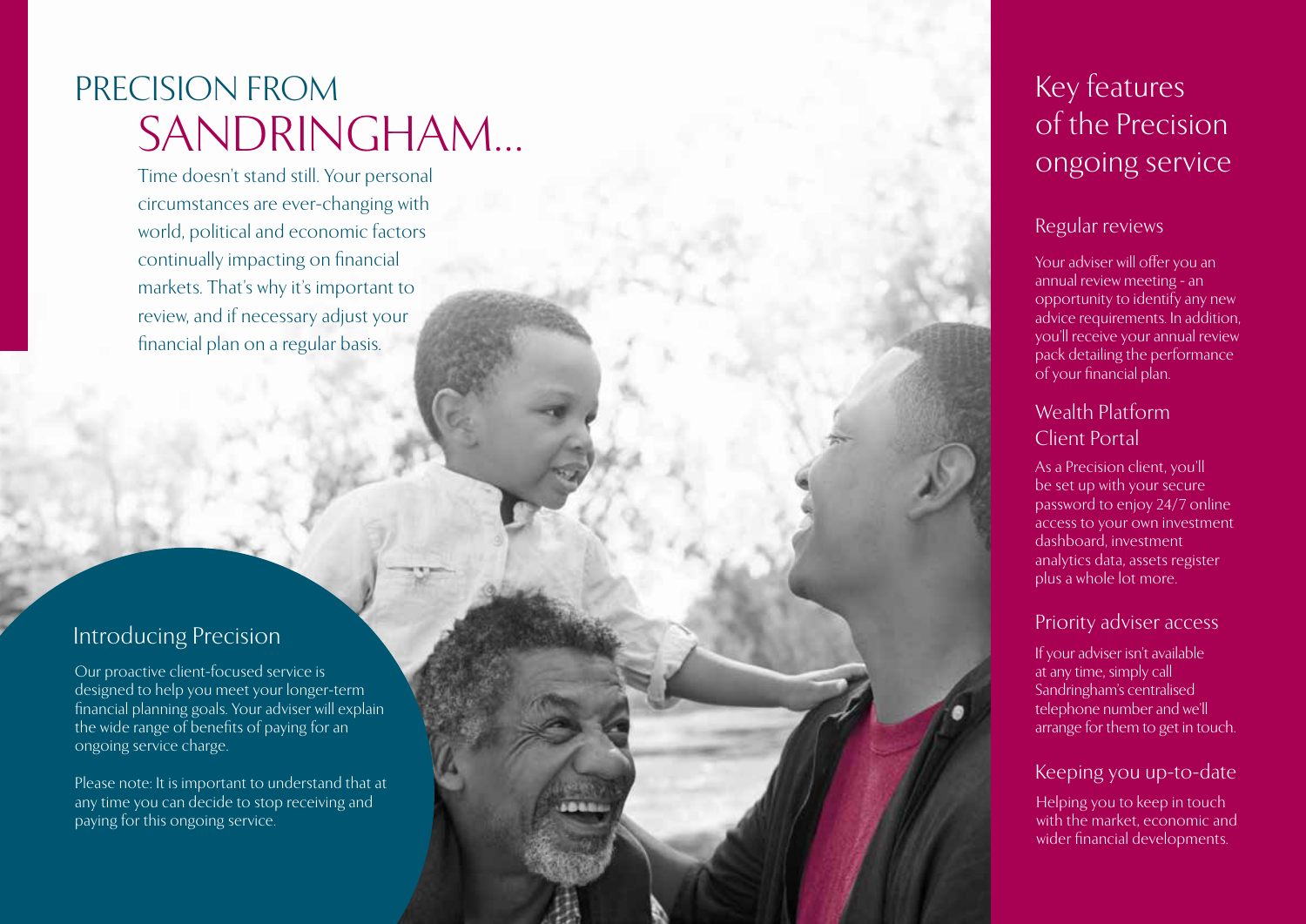# PRECISION FROM SANDRINGHAM...

Time doesn't stand still. Your personal circumstances are ever-changing with world, political and economic factors continually impacting on financial markets. That's why it's important to review, and if necessary adjust your financial plan on a regular basis.

## Introducing Precision

Our proactive client-focused service is designed to help you meet your longer-term financial planning goals. Your adviser will explain the wide range of benefits of paying for an ongoing service charge.

Please note: It is important to understand that at any time you can decide to stop receiving and paying for this ongoing service.

## Key features of the Precision ongoing service

### Regular reviews

Your adviser will offer you an annual review meeting - an opportunity to identify any new advice requirements. In addition, you'll receive your annual review pack detailing the performance of your financial plan.

### Wealth Platform Client Portal

As a Precision client, you'll be set up with your secure password to enjoy 24/7 online access to your own investment dashboard, investment analytics data, assets register plus a whole lot more.

### Priority adviser access

If your adviser isn't available at any time, simply call Sandringham's centralised telephone number and we'll arrange for them to get in touch.

### Keeping you up-to-date

Helping you to keep in touch with the market, economic and wider financial developments.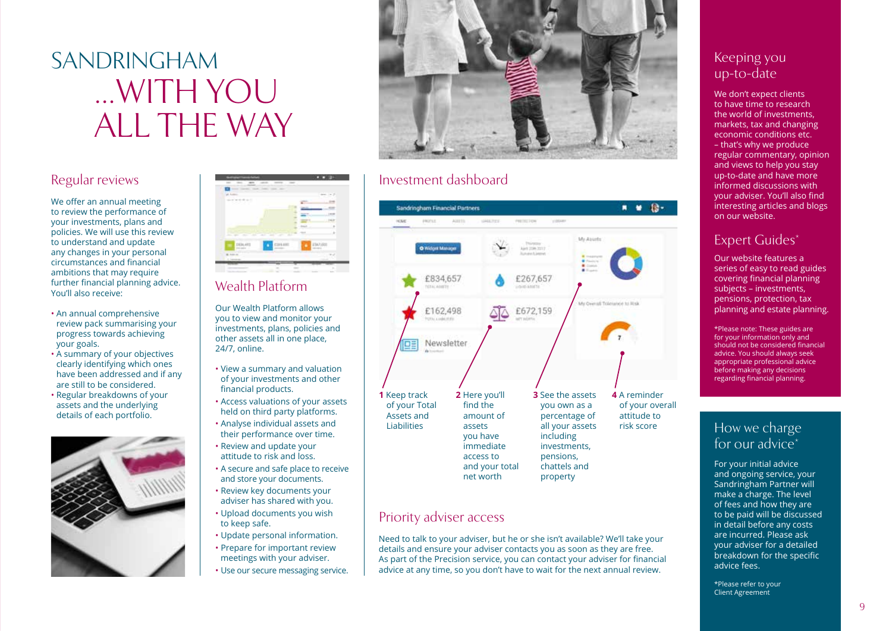# SANDRINGHAM ...WITH YOU ALL THE WAY

## Regular reviews

We offer an annual meeting to review the performance of your investments, plans and policies. We will use this review to understand and update any changes in your personal circumstances and financial ambitions that may require further financial planning advice. You'll also receive:

- An annual comprehensive review pack summarising your progress towards achieving your goals.
- A summary of your objectives clearly identifying which ones have been addressed and if any are still to be considered.
- Regular breakdowns of your assets and the underlying details of each portfolio.

## Wealth Platform

Our Wealth Platform allows you to view and monitor your investments, plans, policies and other assets all in one place, 24/7, online.

- View a summary and valuation of your investments and other financial products.
- Access valuations of your assets held on third party platforms.
- Analyse individual assets and their performance over time.
- Review and update your attitude to risk and loss.
- A secure and safe place to receive and store your documents.
- Review key documents your adviser has shared with you.
- Upload documents you wish to keep safe.
- Update personal information.
- Prepare for important review meetings with your adviser.
- Use our secure messaging service.

## Investment dashboard

**1** Keep track of your Total Assets and Liabilities

**2** Here you'll find the amount of assets you have immediate access to and your total net worth

**3** See the assets you own as a percentage of all your assets including investments, pensions, chattels and property

**4** A reminder of your overall attitude to risk score

## Priority adviser access

Need to talk to your adviser, but he or she isn't available? We'll take your details and ensure your adviser contacts you as soon as they are free. As part of the Precision service, you can contact your adviser for financial advice at any time, so you don't have to wait for the next annual review.

## Keeping you up-to-date

We don't expect clients to have time to research the world of investments, markets, tax and changing economic conditions etc. – that's why we produce regular commentary, opinion and views to help you stay up-to-date and have more informed discussions with your adviser. You'll also find interesting articles and blogs on our website.

## Expert Guides*

Our website features a series of easy to read guides covering financial planning subjects – investments, pensions, protection, tax planning and estate planning.

*Please note: These guides are for your information only and should not be considered financial advice. You should always seek appropriate professional advice before making any decisions regarding financial planning.

## How we charge for our advice*

For your initial advice and ongoing service, your Sandringham Partner will make a charge. The level of fees and how they are to be paid will be discussed in detail before any costs are incurred. Please ask your adviser for a detailed breakdown for the specific advice fees.

*Please refer to your Client Agreement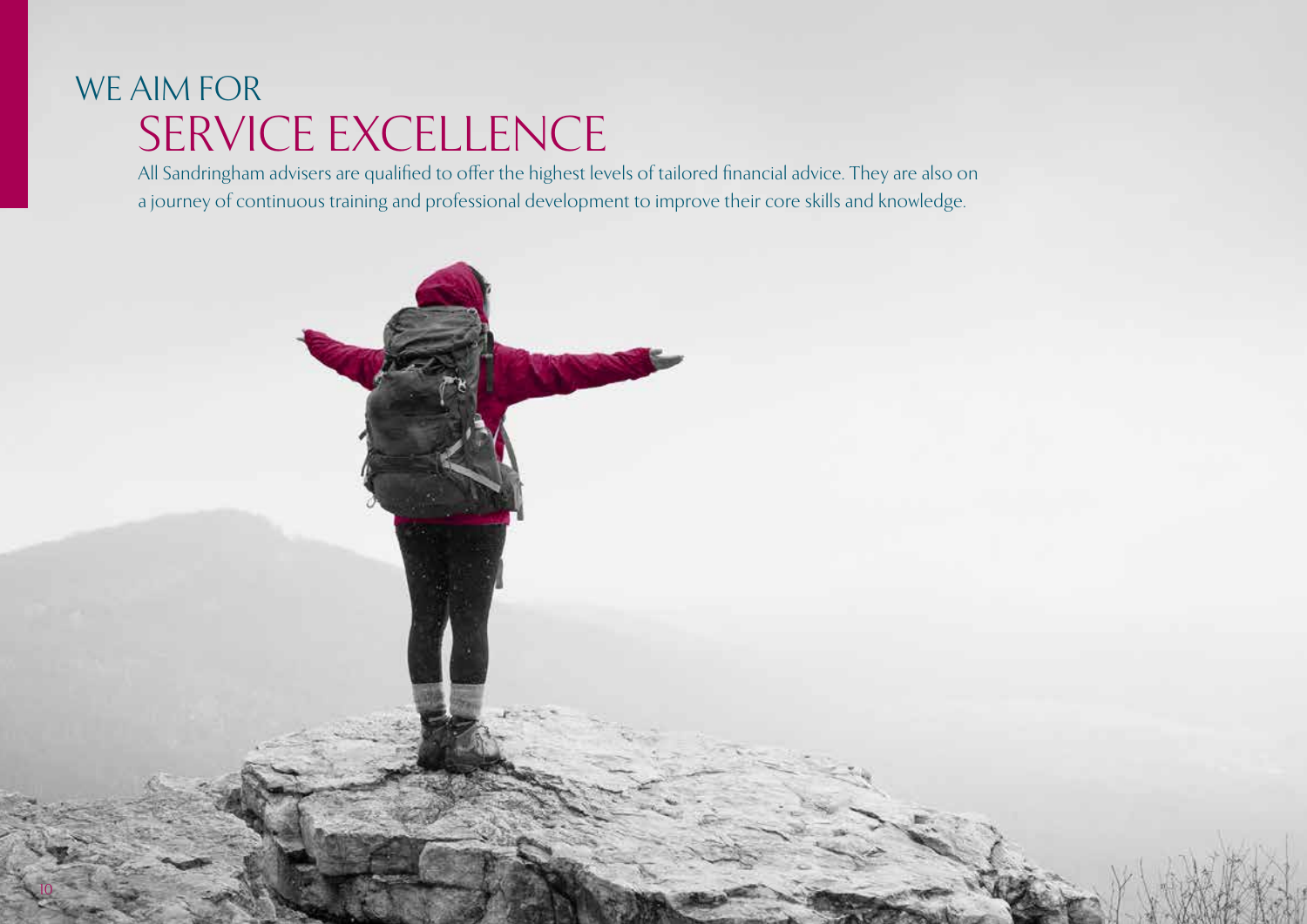# WE AIM FOR SERVICE EXCELLENCE

All Sandringham advisers are qualified to offer the highest levels of tailored financial advice. They are also on a journey of continuous training and professional development to improve their core skills and knowledge.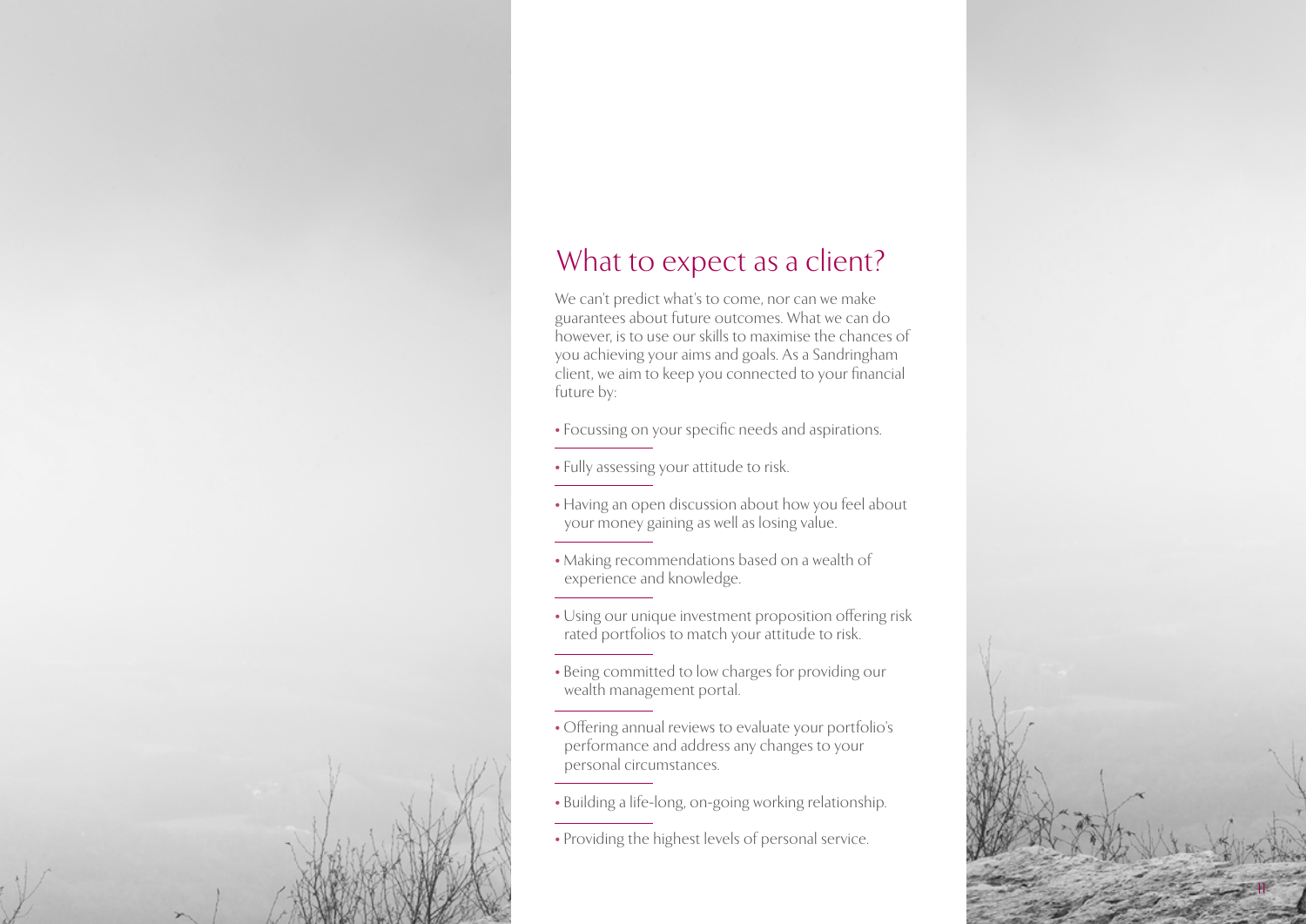# What to expect as a client?

We can't predict what's to come, nor can we make guarantees about future outcomes. What we can do however, is to use our skills to maximise the chances of you achieving your aims and goals. As a Sandringham client, we aim to keep you connected to your financial future by:

- Focussing on your specific needs and aspirations.
- Fully assessing your attitude to risk.
- Having an open discussion about how you feel about your money gaining as well as losing value.
- Making recommendations based on a wealth of experience and knowledge.
- Using our unique investment proposition offering risk rated portfolios to match your attitude to risk.
- Being committed to low charges for providing our wealth management portal.
- Offering annual reviews to evaluate your portfolio's performance and address any changes to your personal circumstances.
- Building a life-long, on-going working relationship.
- Providing the highest levels of personal service.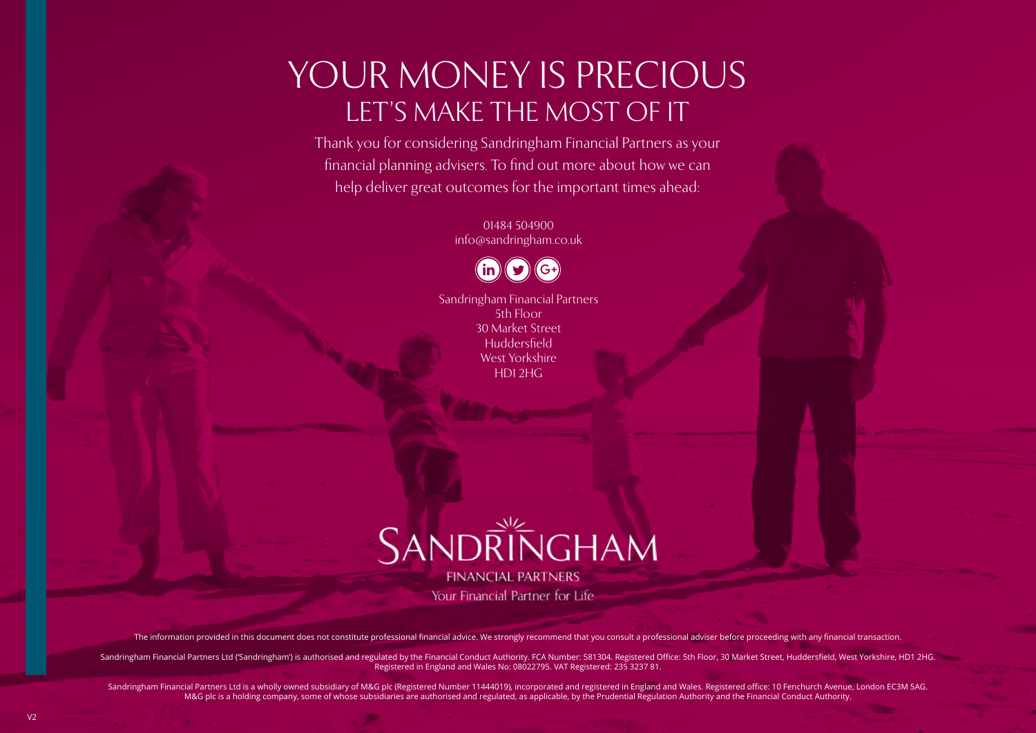# YOUR MONEY IS PRECIOUS
## LET'S MAKE THE MOST OF IT

Thank you for considering Sandringham Financial Partners as your financial planning advisers. To find out more about how we can help deliver great outcomes for the important times ahead:

01484 504900
info@sandringham.co.uk

Sandringham Financial Partners
5th Floor
30 Market Street
Huddersfield
West Yorkshire
HD1 2HG

SANDRINGHAM
FINANCIAL PARTNERS
Your Financial Partner for Life

The information provided in this document does not constitute professional financial advice. We strongly recommend that you consult a professional adviser before proceeding with any financial transaction.

Sandringham Financial Partners Ltd ('Sandringham') is authorised and regulated by the Financial Conduct Authority. FCA Number: 581304. Registered Office: 5th Floor, 30 Market Street, Huddersfield, West Yorkshire, HD1 2HG. Registered in England and Wales No: 08022795. VAT Registered: 235 3237 81.

Sandringham Financial Partners Ltd is a wholly owned subsidiary of M&G plc (Registered Number 11444019), incorporated and registered in England and Wales. Registered office: 10 Fenchurch Avenue, London EC3M 5AG. M&G plc is a holding company, some of whose subsidiaries are authorised and regulated, as applicable, by the Prudential Regulation Authority and the Financial Conduct Authority.

V2